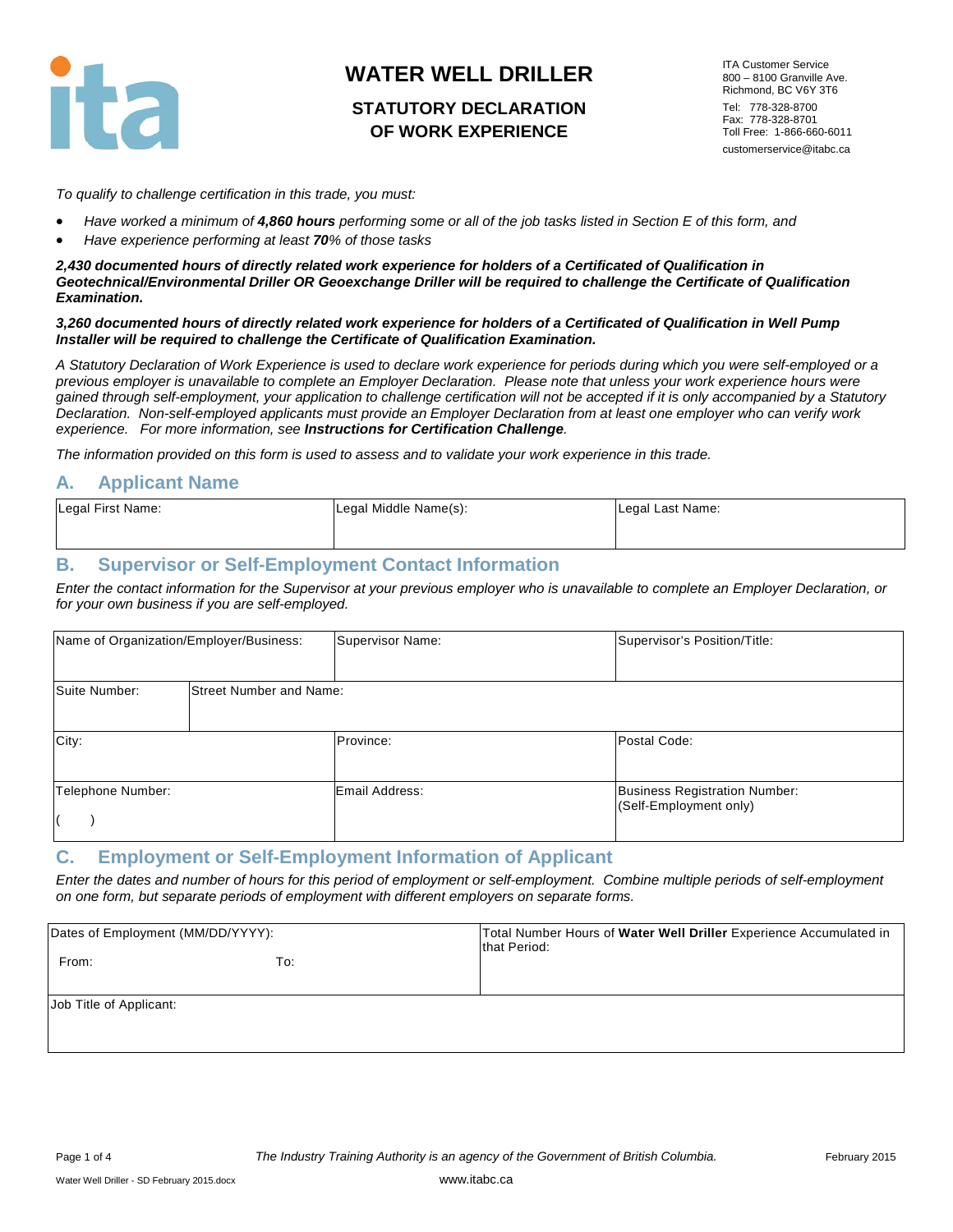# WATER WELL DRILLER

## STATUTORY DECLARATION OF WORK EXPERIENCE

ITA Customer Service
800 – 8100 Granville Ave.
Richmond, BC V6Y 3T6
Tel: 778-328-8700
Fax: 778-328-8701
Toll Free: 1-866-660-6011
customerservice@itabc.ca

*To qualify to challenge certification in this trade, you must:*

- *Have worked a minimum of **4,860 hours** performing some or all of the job tasks listed in Section E of this form, and*
- *Have experience performing at least **70**% of those tasks*

***2,430 documented hours of directly related work experience for holders of a Certificated of Qualification in Geotechnical/Environmental Driller OR Geoexchange Driller will be required to challenge the Certificate of Qualification Examination.***

***3,260 documented hours of directly related work experience for holders of a Certificated of Qualification in Well Pump Installer will be required to challenge the Certificate of Qualification Examination.***

*A Statutory Declaration of Work Experience is used to declare work experience for periods during which you were self-employed or a previous employer is unavailable to complete an Employer Declaration. Please note that unless your work experience hours were gained through self-employment, your application to challenge certification will not be accepted if it is only accompanied by a Statutory Declaration. Non-self-employed applicants must provide an Employer Declaration from at least one employer who can verify work experience. For more information, see **Instructions for Certification Challenge**.*

*The information provided on this form is used to assess and to validate your work experience in this trade.*

## A. Applicant Name

| Legal First Name: | Legal Middle Name(s): | Legal Last Name: |
|---|---|---|
| | | |

## B. Supervisor or Self-Employment Contact Information

*Enter the contact information for the Supervisor at your previous employer who is unavailable to complete an Employer Declaration, or for your own business if you are self-employed.*

| Name of Organization/Employer/Business: | | Supervisor Name: | Supervisor's Position/Title: |
|---|---|---|---|
| Suite Number: | Street Number and Name: | | |
| City: | | Province: | Postal Code: |
| Telephone Number: ( ) | | Email Address: | Business Registration Number: (Self-Employment only) |

## C. Employment or Self-Employment Information of Applicant

*Enter the dates and number of hours for this period of employment or self-employment. Combine multiple periods of self-employment on one form, but separate periods of employment with different employers on separate forms.*

| Dates of Employment (MM/DD/YYYY): From: To: | Total Number Hours of **Water Well Driller** Experience Accumulated in that Period: |
|---|---|
| Job Title of Applicant: | |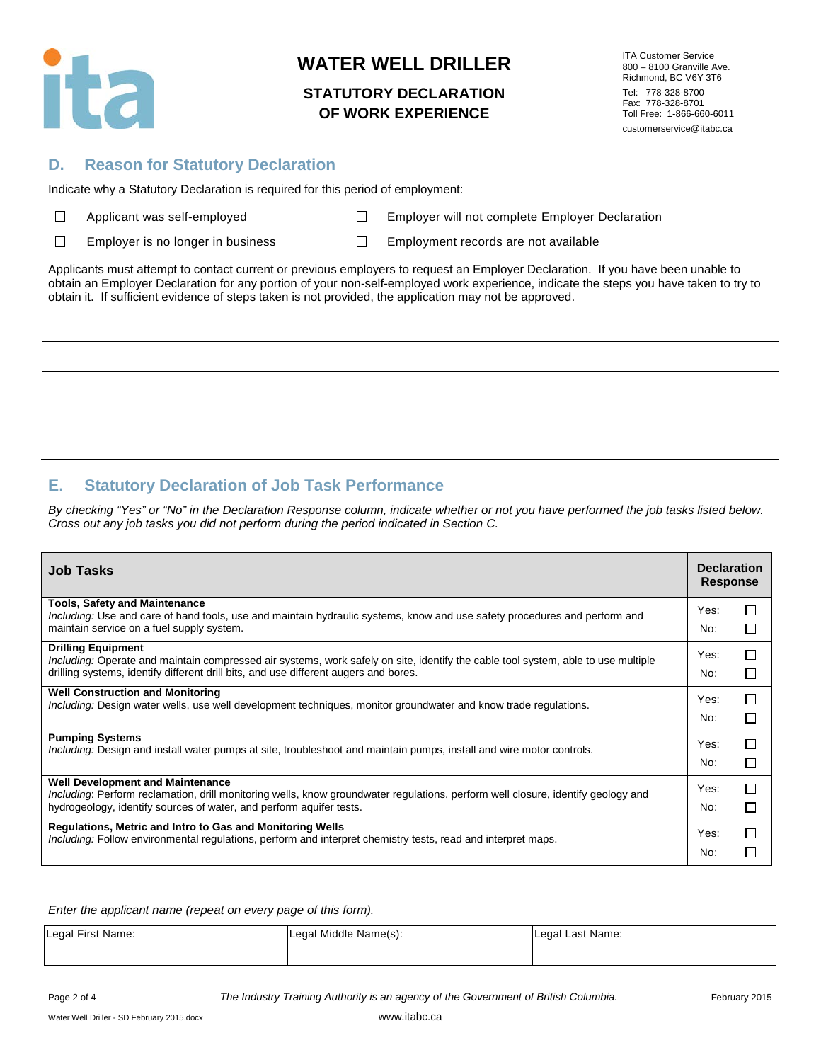# WATER WELL DRILLER

## STATUTORY DECLARATION OF WORK EXPERIENCE

ITA Customer Service
800 – 8100 Granville Ave.
Richmond, BC V6Y 3T6
Tel: 778-328-8700
Fax: 778-328-8701
Toll Free: 1-866-660-6011
customerservice@itabc.ca

## D. Reason for Statutory Declaration

Indicate why a Statutory Declaration is required for this period of employment:

- ☐ Applicant was self-employed
- ☐ Employer will not complete Employer Declaration
- ☐ Employer is no longer in business
- ☐ Employment records are not available

Applicants must attempt to contact current or previous employers to request an Employer Declaration. If you have been unable to obtain an Employer Declaration for any portion of your non-self-employed work experience, indicate the steps you have taken to try to obtain it. If sufficient evidence of steps taken is not provided, the application may not be approved.

\_\_\_\_\_\_\_\_\_\_\_\_\_\_\_\_\_\_\_\_\_\_\_\_\_\_\_\_\_\_\_\_\_\_\_\_\_\_\_\_

\_\_\_\_\_\_\_\_\_\_\_\_\_\_\_\_\_\_\_\_\_\_\_\_\_\_\_\_\_\_\_\_\_\_\_\_\_\_\_\_

\_\_\_\_\_\_\_\_\_\_\_\_\_\_\_\_\_\_\_\_\_\_\_\_\_\_\_\_\_\_\_\_\_\_\_\_\_\_\_\_

\_\_\_\_\_\_\_\_\_\_\_\_\_\_\_\_\_\_\_\_\_\_\_\_\_\_\_\_\_\_\_\_\_\_\_\_\_\_\_\_

\_\_\_\_\_\_\_\_\_\_\_\_\_\_\_\_\_\_\_\_\_\_\_\_\_\_\_\_\_\_\_\_\_\_\_\_\_\_\_\_

## E. Statutory Declaration of Job Task Performance

*By checking "Yes" or "No" in the Declaration Response column, indicate whether or not you have performed the job tasks listed below. Cross out any job tasks you did not perform during the period indicated in Section C.*

| Job Tasks | Declaration Response |
|---|---|
| **Tools, Safety and Maintenance**<br>*Including:* Use and care of hand tools, use and maintain hydraulic systems, know and use safety procedures and perform and maintain service on a fuel supply system. | Yes: ☐<br>No: ☐ |
| **Drilling Equipment**<br>*Including:* Operate and maintain compressed air systems, work safely on site, identify the cable tool system, able to use multiple drilling systems, identify different drill bits, and use different augers and bores. | Yes: ☐<br>No: ☐ |
| **Well Construction and Monitoring**<br>*Including:* Design water wells, use well development techniques, monitor groundwater and know trade regulations. | Yes: ☐<br>No: ☐ |
| **Pumping Systems**<br>*Including:* Design and install water pumps at site, troubleshoot and maintain pumps, install and wire motor controls. | Yes: ☐<br>No: ☐ |
| **Well Development and Maintenance**<br>*Including*: Perform reclamation, drill monitoring wells, know groundwater regulations, perform well closure, identify geology and hydrogeology, identify sources of water, and perform aquifer tests. | Yes: ☐<br>No: ☐ |
| **Regulations, Metric and Intro to Gas and Monitoring Wells**<br>*Including:* Follow environmental regulations, perform and interpret chemistry tests, read and interpret maps. | Yes: ☐<br>No: ☐ |

*Enter the applicant name (repeat on every page of this form).*

| Legal First Name: | Legal Middle Name(s): | Legal Last Name: |
|---|---|---|
| | | |

*The Industry Training Authority is an agency of the Government of British Columbia.*

February 2015

Water Well Driller - SD February 2015.docx

www.itabc.ca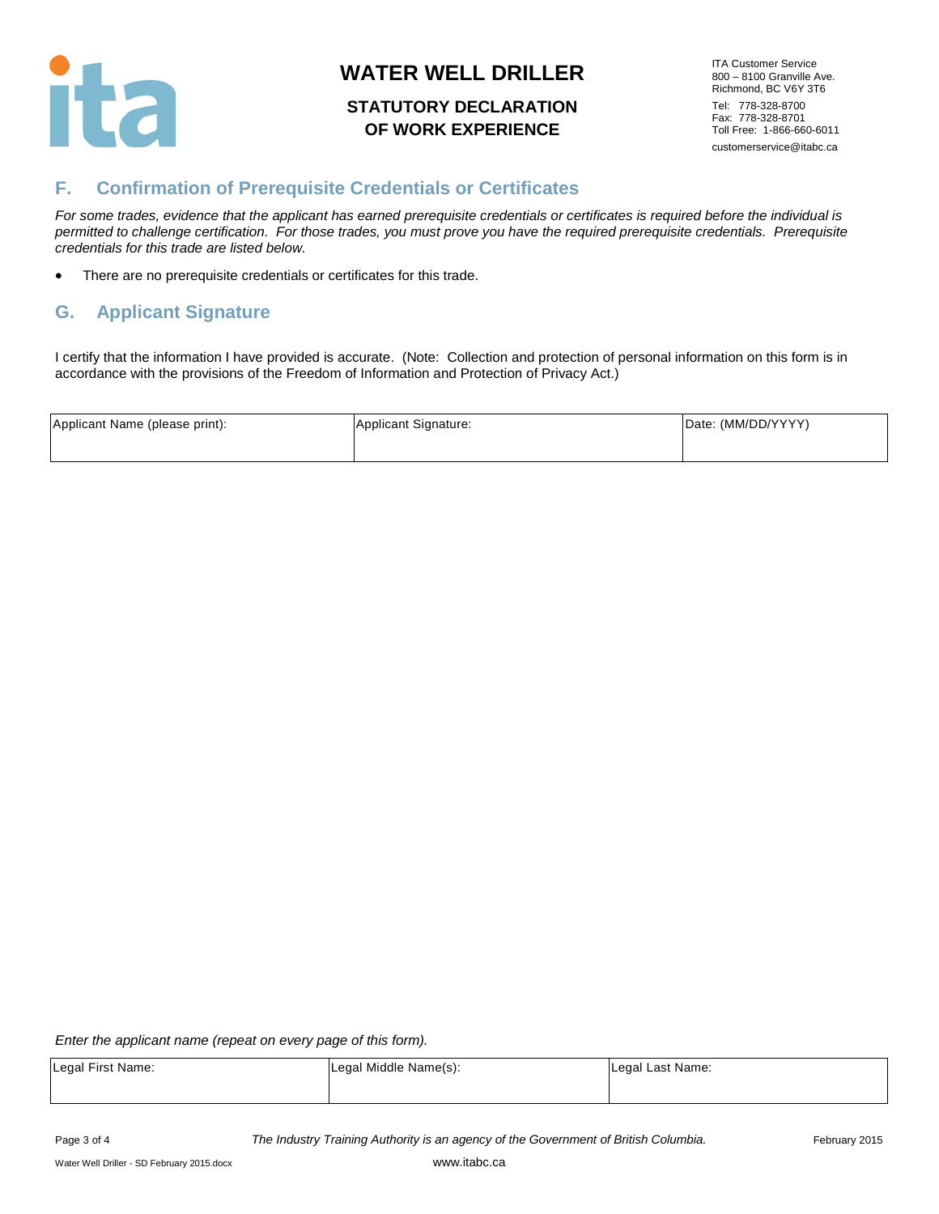# WATER WELL DRILLER

## STATUTORY DECLARATION OF WORK EXPERIENCE

ITA Customer Service
800 – 8100 Granville Ave.
Richmond, BC V6Y 3T6
Tel: 778-328-8700
Fax: 778-328-8701
Toll Free: 1-866-660-6011
customerservice@itabc.ca

## F. Confirmation of Prerequisite Credentials or Certificates

*For some trades, evidence that the applicant has earned prerequisite credentials or certificates is required before the individual is permitted to challenge certification. For those trades, you must prove you have the required prerequisite credentials. Prerequisite credentials for this trade are listed below.*

- There are no prerequisite credentials or certificates for this trade.

## G. Applicant Signature

I certify that the information I have provided is accurate. (Note: Collection and protection of personal information on this form is in accordance with the provisions of the Freedom of Information and Protection of Privacy Act.)

| Applicant Name (please print): | Applicant Signature: | Date: (MM/DD/YYYY) |
|---|---|---|
| | | |

*Enter the applicant name (repeat on every page of this form).*

| Legal First Name: | Legal Middle Name(s): | Legal Last Name: |
|---|---|---|
| | | |

*The Industry Training Authority is an agency of the Government of British Columbia.*

www.itabc.ca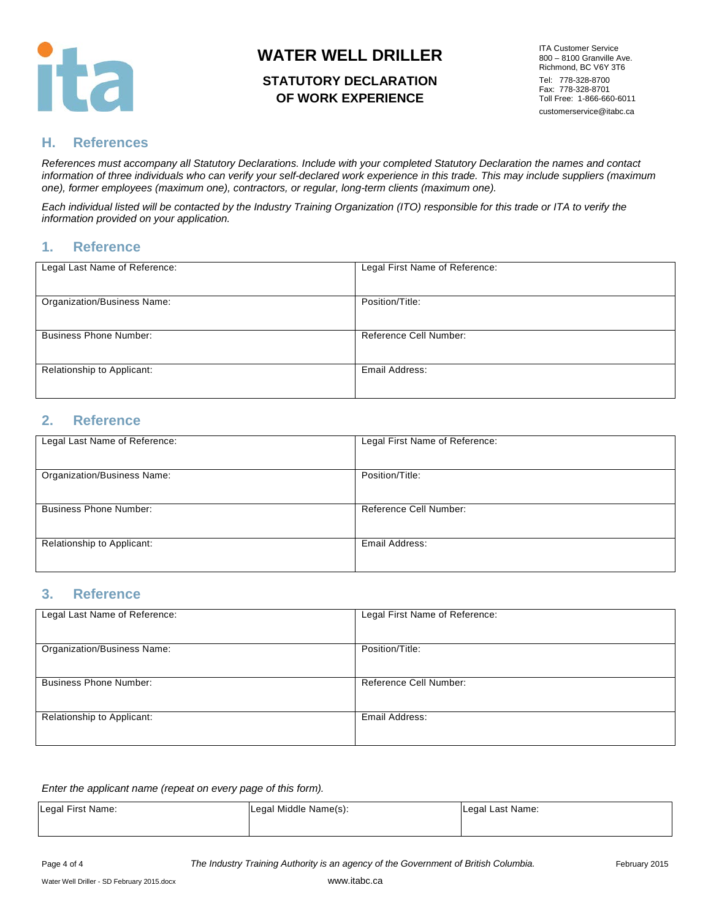# WATER WELL DRILLER

## STATUTORY DECLARATION OF WORK EXPERIENCE

ITA Customer Service
800 – 8100 Granville Ave.
Richmond, BC V6Y 3T6
Tel: 778-328-8700
Fax: 778-328-8701
Toll Free: 1-866-660-6011
customerservice@itabc.ca

## H. References

*References must accompany all Statutory Declarations. Include with your completed Statutory Declaration the names and contact information of three individuals who can verify your self-declared work experience in this trade. This may include suppliers (maximum one), former employees (maximum one), contractors, or regular, long-term clients (maximum one).*

*Each individual listed will be contacted by the Industry Training Organization (ITO) responsible for this trade or ITA to verify the information provided on your application.*

### 1. Reference

| | |
|---|---|
| Legal Last Name of Reference: | Legal First Name of Reference: |
| Organization/Business Name: | Position/Title: |
| Business Phone Number: | Reference Cell Number: |
| Relationship to Applicant: | Email Address: |

### 2. Reference

| | |
|---|---|
| Legal Last Name of Reference: | Legal First Name of Reference: |
| Organization/Business Name: | Position/Title: |
| Business Phone Number: | Reference Cell Number: |
| Relationship to Applicant: | Email Address: |

### 3. Reference

| | |
|---|---|
| Legal Last Name of Reference: | Legal First Name of Reference: |
| Organization/Business Name: | Position/Title: |
| Business Phone Number: | Reference Cell Number: |
| Relationship to Applicant: | Email Address: |

*Enter the applicant name (repeat on every page of this form).*

| | | |
|---|---|---|
| Legal First Name: | Legal Middle Name(s): | Legal Last Name: |

*The Industry Training Authority is an agency of the Government of British Columbia.*

February 2015

Water Well Driller - SD February 2015.docx

www.itabc.ca